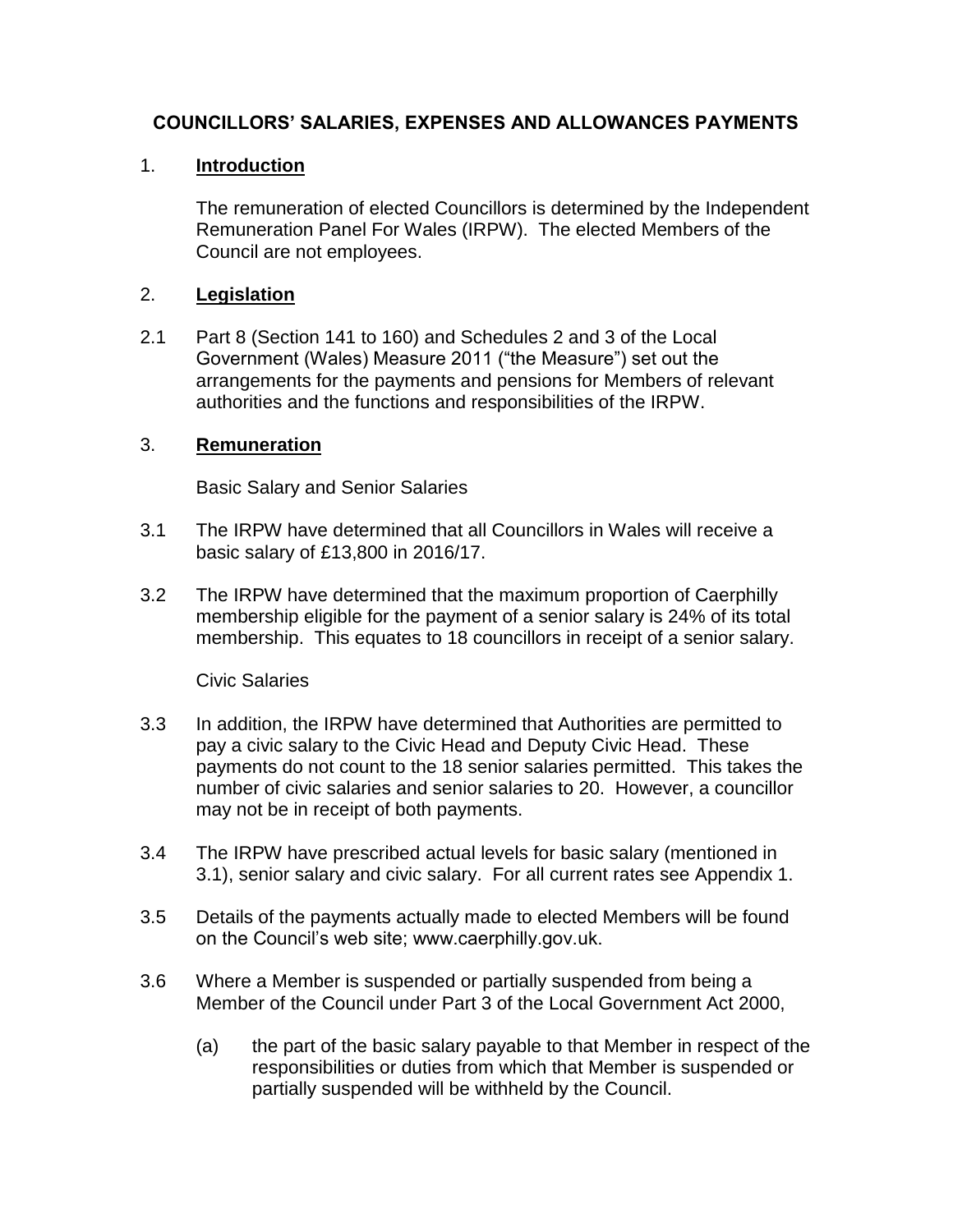# COUNCILLORS' SALARIES, EXPENSES AND ALLOWANCES PAYMENTS

## 1. Introduction

The remuneration of elected Councillors is determined by the Independent Remuneration Panel For Wales (IRPW). The elected Members of the Council are not employees.

## 2. Legislation

2.1 Part 8 (Section 141 to 160) and Schedules 2 and 3 of the Local Government (Wales) Measure 2011 ("the Measure") set out the arrangements for the payments and pensions for Members of relevant authorities and the functions and responsibilities of the IRPW.

## 3. Remuneration

Basic Salary and Senior Salaries

3.1 The IRPW have determined that all Councillors in Wales will receive a basic salary of £13,800 in 2016/17.

3.2 The IRPW have determined that the maximum proportion of Caerphilly membership eligible for the payment of a senior salary is 24% of its total membership. This equates to 18 councillors in receipt of a senior salary.

Civic Salaries

3.3 In addition, the IRPW have determined that Authorities are permitted to pay a civic salary to the Civic Head and Deputy Civic Head. These payments do not count to the 18 senior salaries permitted. This takes the number of civic salaries and senior salaries to 20. However, a councillor may not be in receipt of both payments.

3.4 The IRPW have prescribed actual levels for basic salary (mentioned in 3.1), senior salary and civic salary. For all current rates see Appendix 1.

3.5 Details of the payments actually made to elected Members will be found on the Council's web site; www.caerphilly.gov.uk.

3.6 Where a Member is suspended or partially suspended from being a Member of the Council under Part 3 of the Local Government Act 2000,

(a) the part of the basic salary payable to that Member in respect of the responsibilities or duties from which that Member is suspended or partially suspended will be withheld by the Council.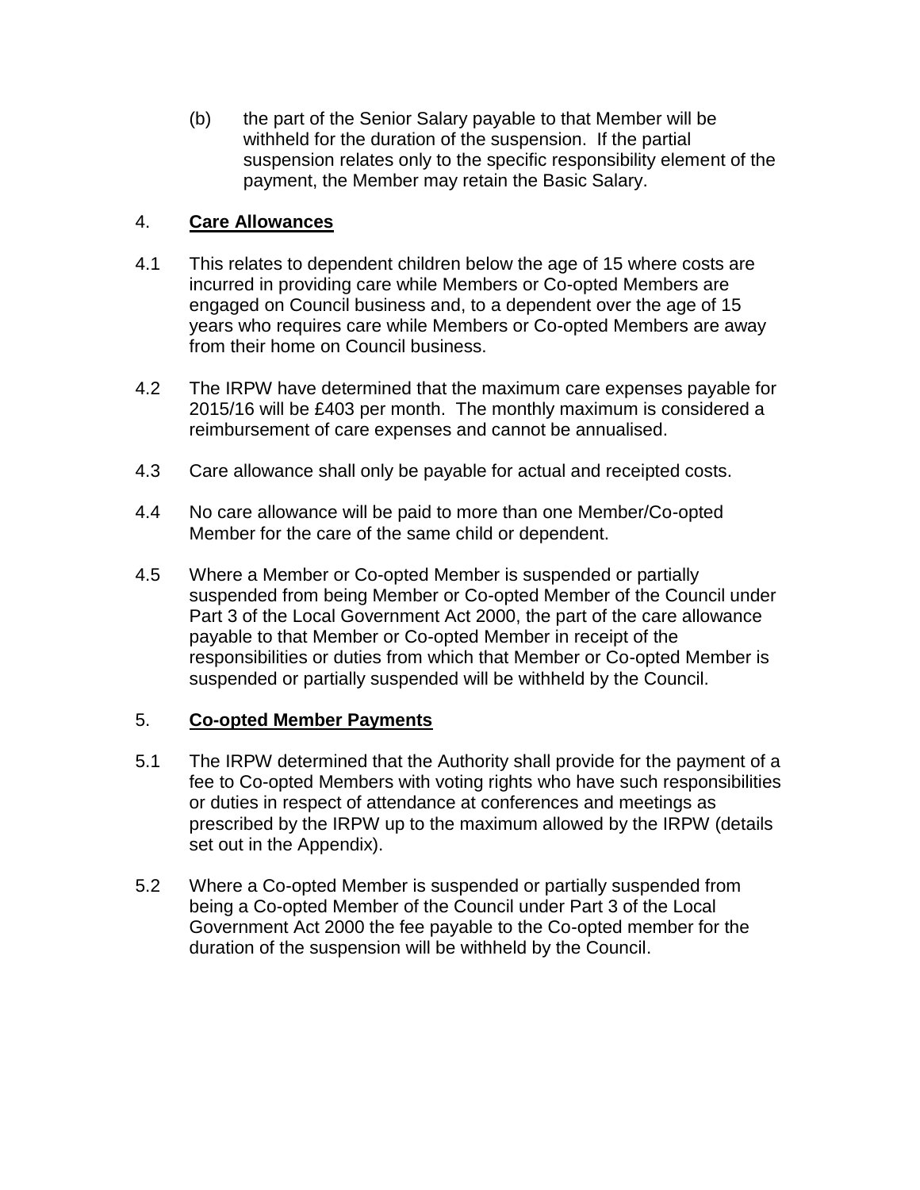(b) the part of the Senior Salary payable to that Member will be withheld for the duration of the suspension. If the partial suspension relates only to the specific responsibility element of the payment, the Member may retain the Basic Salary.

## 4. **Care Allowances**

4.1 This relates to dependent children below the age of 15 where costs are incurred in providing care while Members or Co-opted Members are engaged on Council business and, to a dependent over the age of 15 years who requires care while Members or Co-opted Members are away from their home on Council business.

4.2 The IRPW have determined that the maximum care expenses payable for 2015/16 will be £403 per month. The monthly maximum is considered a reimbursement of care expenses and cannot be annualised.

4.3 Care allowance shall only be payable for actual and receipted costs.

4.4 No care allowance will be paid to more than one Member/Co-opted Member for the care of the same child or dependent.

4.5 Where a Member or Co-opted Member is suspended or partially suspended from being Member or Co-opted Member of the Council under Part 3 of the Local Government Act 2000, the part of the care allowance payable to that Member or Co-opted Member in receipt of the responsibilities or duties from which that Member or Co-opted Member is suspended or partially suspended will be withheld by the Council.

## 5. **Co-opted Member Payments**

5.1 The IRPW determined that the Authority shall provide for the payment of a fee to Co-opted Members with voting rights who have such responsibilities or duties in respect of attendance at conferences and meetings as prescribed by the IRPW up to the maximum allowed by the IRPW (details set out in the Appendix).

5.2 Where a Co-opted Member is suspended or partially suspended from being a Co-opted Member of the Council under Part 3 of the Local Government Act 2000 the fee payable to the Co-opted member for the duration of the suspension will be withheld by the Council.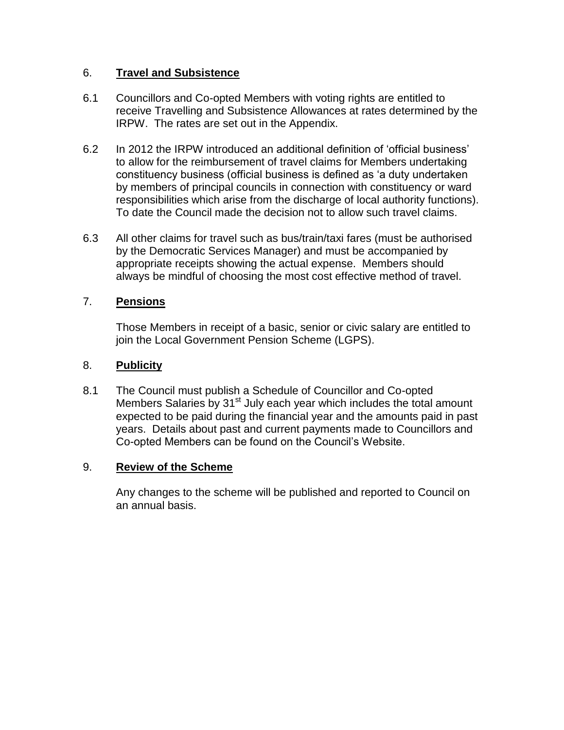## 6. **Travel and Subsistence**

6.1 Councillors and Co-opted Members with voting rights are entitled to receive Travelling and Subsistence Allowances at rates determined by the IRPW. The rates are set out in the Appendix.

6.2 In 2012 the IRPW introduced an additional definition of 'official business' to allow for the reimbursement of travel claims for Members undertaking constituency business (official business is defined as 'a duty undertaken by members of principal councils in connection with constituency or ward responsibilities which arise from the discharge of local authority functions). To date the Council made the decision not to allow such travel claims.

6.3 All other claims for travel such as bus/train/taxi fares (must be authorised by the Democratic Services Manager) and must be accompanied by appropriate receipts showing the actual expense. Members should always be mindful of choosing the most cost effective method of travel.

## 7. **Pensions**

Those Members in receipt of a basic, senior or civic salary are entitled to join the Local Government Pension Scheme (LGPS).

## 8. **Publicity**

8.1 The Council must publish a Schedule of Councillor and Co-opted Members Salaries by 31st July each year which includes the total amount expected to be paid during the financial year and the amounts paid in past years. Details about past and current payments made to Councillors and Co-opted Members can be found on the Council's Website.

## 9. **Review of the Scheme**

Any changes to the scheme will be published and reported to Council on an annual basis.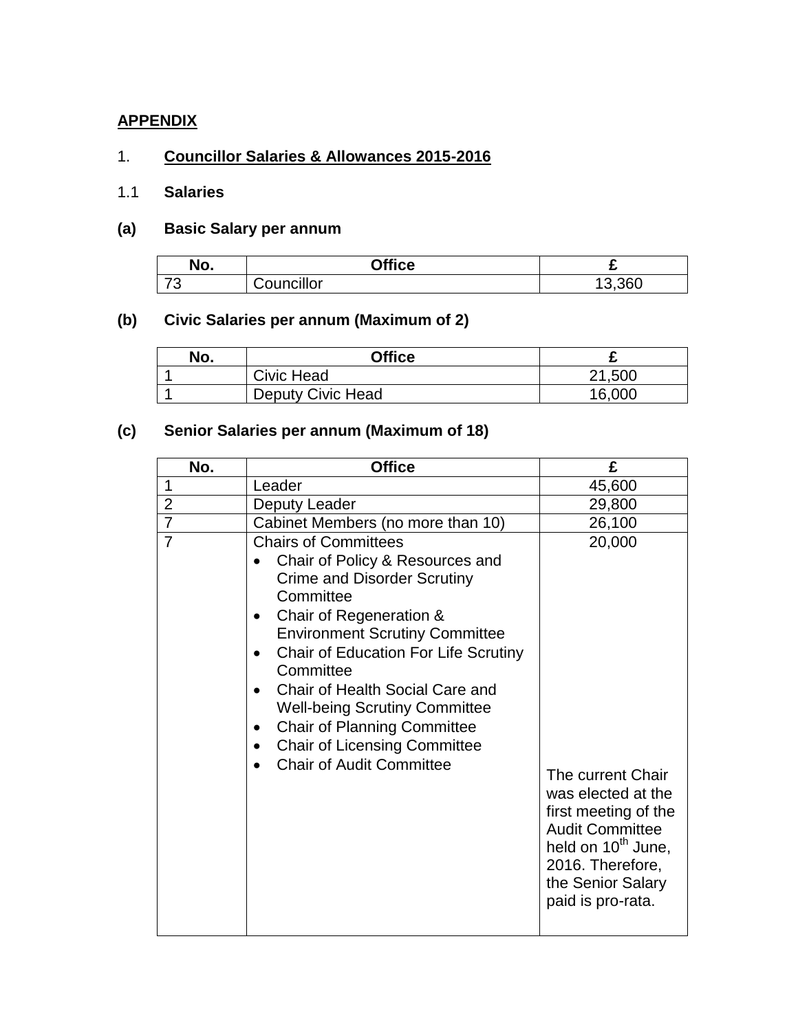**APPENDIX**

1. **Councillor Salaries & Allowances 2015-2016**

1.1 **Salaries**

**(a) Basic Salary per annum**

| No. | Office | £ |
|---|---|---|
| 73 | Councillor | 13,360 |

**(b) Civic Salaries per annum (Maximum of 2)**

| No. | Office | £ |
|---|---|---|
| 1 | Civic Head | 21,500 |
| 1 | Deputy Civic Head | 16,000 |

**(c) Senior Salaries per annum (Maximum of 18)**

| No. | Office | £ |
|---|---|---|
| 1 | Leader | 45,600 |
| 2 | Deputy Leader | 29,800 |
| 7 | Cabinet Members (no more than 10) | 26,100 |
| 7 | Chairs of Committees<br>• Chair of Policy & Resources and Crime and Disorder Scrutiny Committee<br>• Chair of Regeneration & Environment Scrutiny Committee<br>• Chair of Education For Life Scrutiny Committee<br>• Chair of Health Social Care and Well-being Scrutiny Committee<br>• Chair of Planning Committee<br>• Chair of Licensing Committee<br>• Chair of Audit Committee | 20,000<br><br>The current Chair was elected at the first meeting of the Audit Committee held on 10th June, 2016. Therefore, the Senior Salary paid is pro-rata. |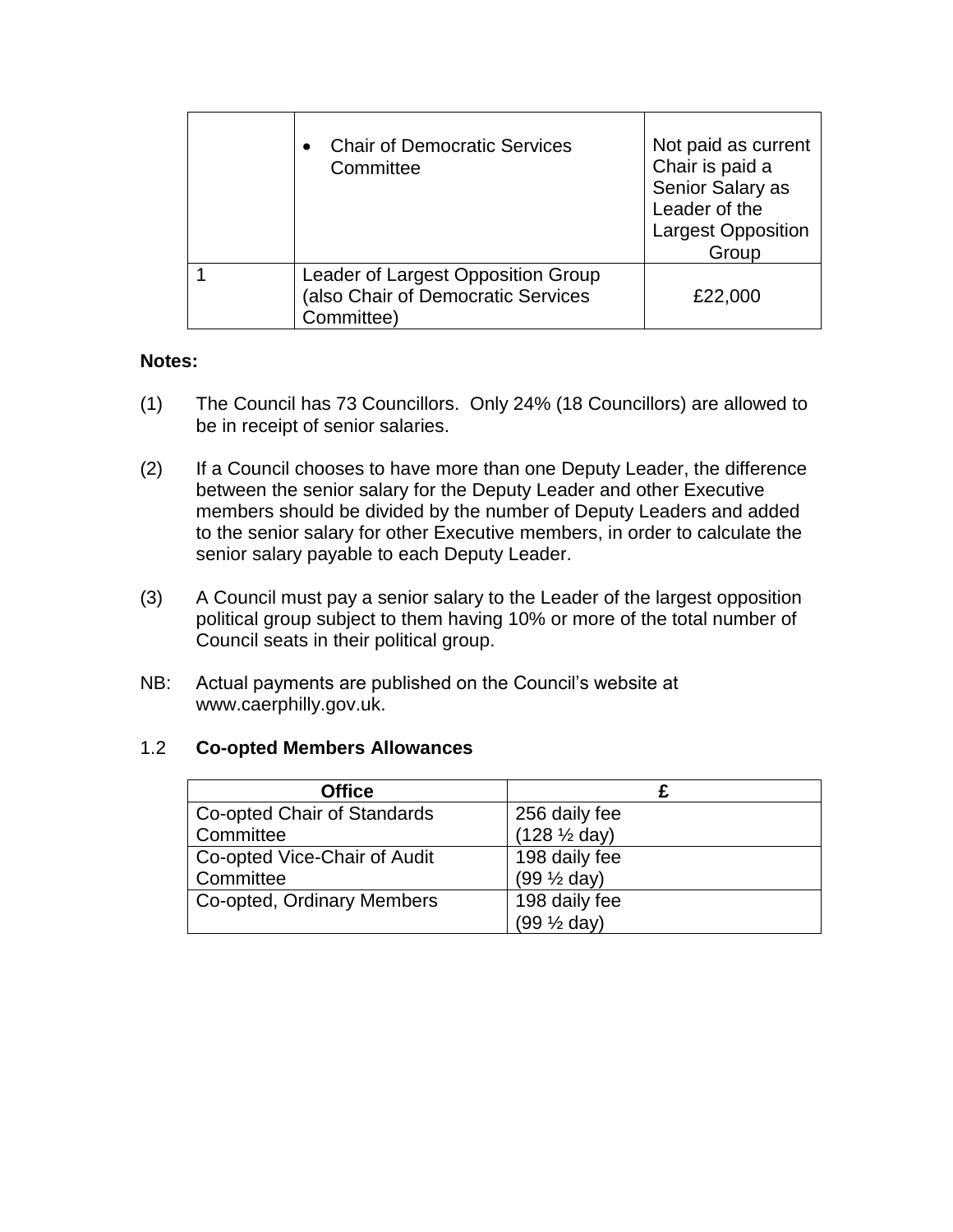| | • Chair of Democratic Services Committee | Not paid as current Chair is paid a Senior Salary as Leader of the Largest Opposition Group |
|---|---|---|
| 1 | Leader of Largest Opposition Group (also Chair of Democratic Services Committee) | £22,000 |

**Notes:**

(1) The Council has 73 Councillors. Only 24% (18 Councillors) are allowed to be in receipt of senior salaries.

(2) If a Council chooses to have more than one Deputy Leader, the difference between the senior salary for the Deputy Leader and other Executive members should be divided by the number of Deputy Leaders and added to the senior salary for other Executive members, in order to calculate the senior salary payable to each Deputy Leader.

(3) A Council must pay a senior salary to the Leader of the largest opposition political group subject to them having 10% or more of the total number of Council seats in their political group.

NB: Actual payments are published on the Council's website at www.caerphilly.gov.uk.

## 1.2 **Co-opted Members Allowances**

| Office | £ |
|---|---|
| Co-opted Chair of Standards Committee | 256 daily fee (128 ½ day) |
| Co-opted Vice-Chair of Audit Committee | 198 daily fee (99 ½ day) |
| Co-opted, Ordinary Members | 198 daily fee (99 ½ day) |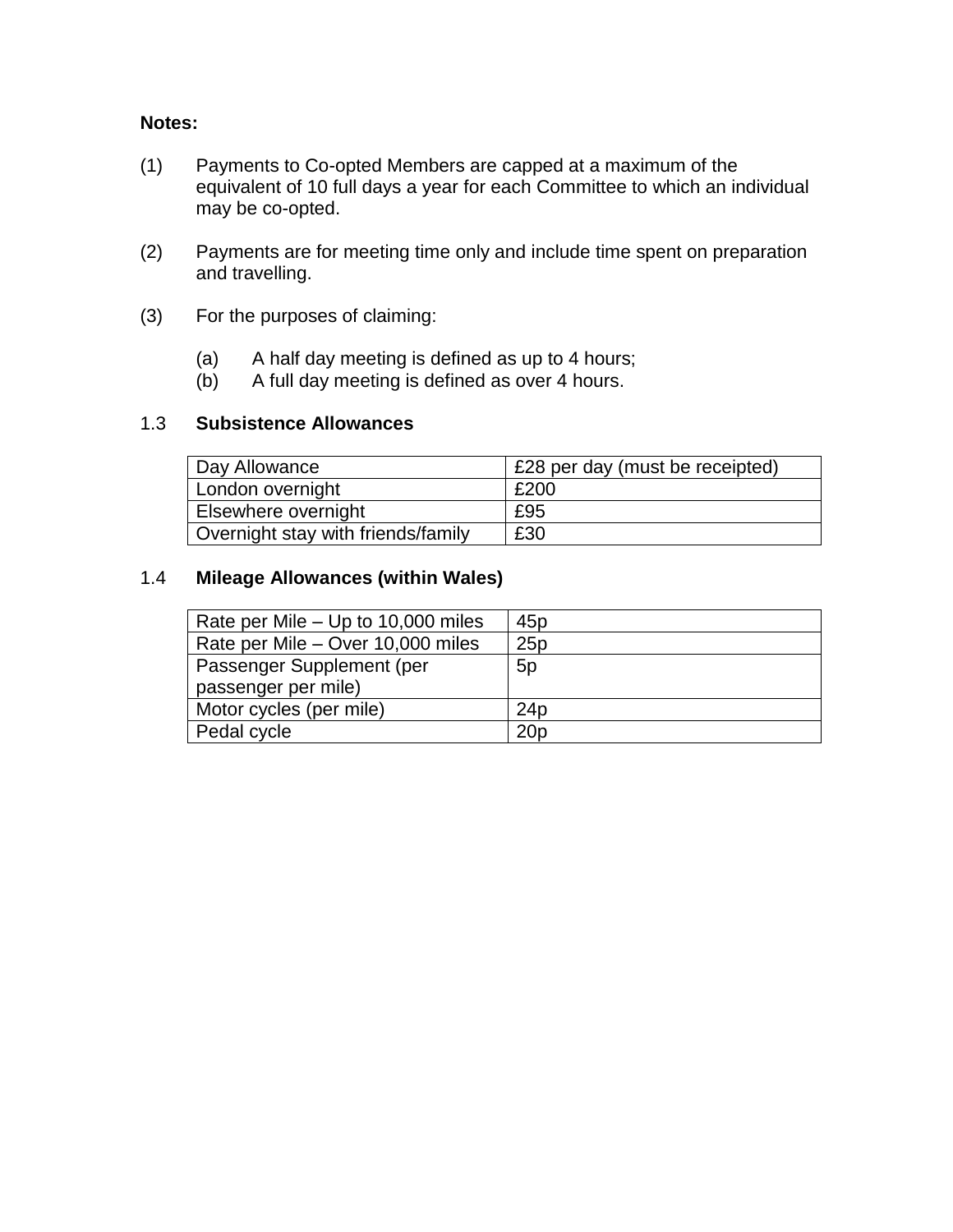**Notes:**

(1) Payments to Co-opted Members are capped at a maximum of the equivalent of 10 full days a year for each Committee to which an individual may be co-opted.

(2) Payments are for meeting time only and include time spent on preparation and travelling.

(3) For the purposes of claiming:

   (a) A half day meeting is defined as up to 4 hours;
   (b) A full day meeting is defined as over 4 hours.

### 1.3 Subsistence Allowances

| | |
|---|---|
| Day Allowance | £28 per day (must be receipted) |
| London overnight | £200 |
| Elsewhere overnight | £95 |
| Overnight stay with friends/family | £30 |

### 1.4 Mileage Allowances (within Wales)

| | |
|---|---|
| Rate per Mile – Up to 10,000 miles | 45p |
| Rate per Mile – Over 10,000 miles | 25p |
| Passenger Supplement (per passenger per mile) | 5p |
| Motor cycles (per mile) | 24p |
| Pedal cycle | 20p |